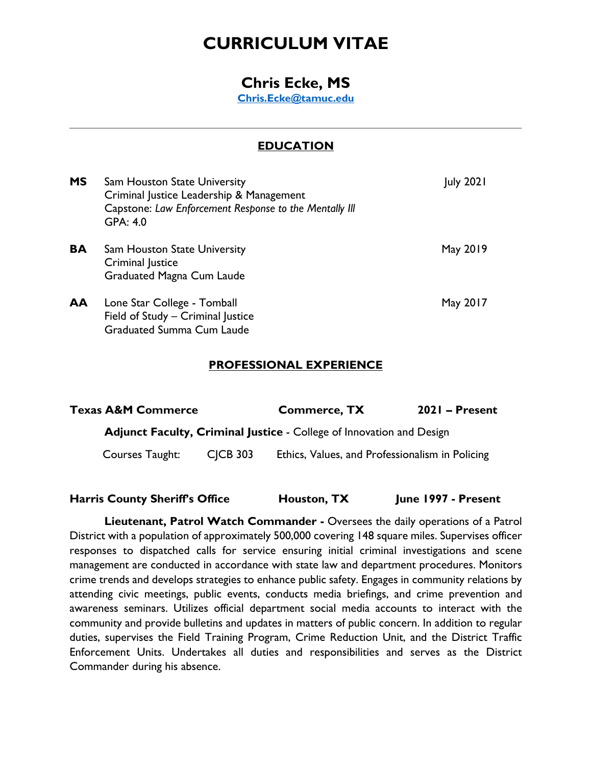# CURRICULUM VITAE

## Chris Ecke, MS

[Chris.Ecke@tamuc.edu](mailto:Chris.Ecke@tamuc.edu)

---

## EDUCATION

**MS** Sam Houston State University — July 2021
Criminal Justice Leadership & Management
Capstone: *Law Enforcement Response to the Mentally Ill*
GPA: 4.0

**BA** Sam Houston State University — May 2019
Criminal Justice
Graduated Magna Cum Laude

**AA** Lone Star College - Tomball — May 2017
Field of Study – Criminal Justice
Graduated Summa Cum Laude

## PROFESSIONAL EXPERIENCE

**Texas A&M Commerce** — **Commerce, TX** — **2021 – Present**

**Adjunct Faculty, Criminal Justice** - College of Innovation and Design

Courses Taught: CJCB 303 Ethics, Values, and Professionalism in Policing

**Harris County Sheriff's Office** — **Houston, TX** — **June 1997 - Present**

**Lieutenant, Patrol Watch Commander -** Oversees the daily operations of a Patrol District with a population of approximately 500,000 covering 148 square miles. Supervises officer responses to dispatched calls for service ensuring initial criminal investigations and scene management are conducted in accordance with state law and department procedures. Monitors crime trends and develops strategies to enhance public safety. Engages in community relations by attending civic meetings, public events, conducts media briefings, and crime prevention and awareness seminars. Utilizes official department social media accounts to interact with the community and provide bulletins and updates in matters of public concern. In addition to regular duties, supervises the Field Training Program, Crime Reduction Unit, and the District Traffic Enforcement Units. Undertakes all duties and responsibilities and serves as the District Commander during his absence.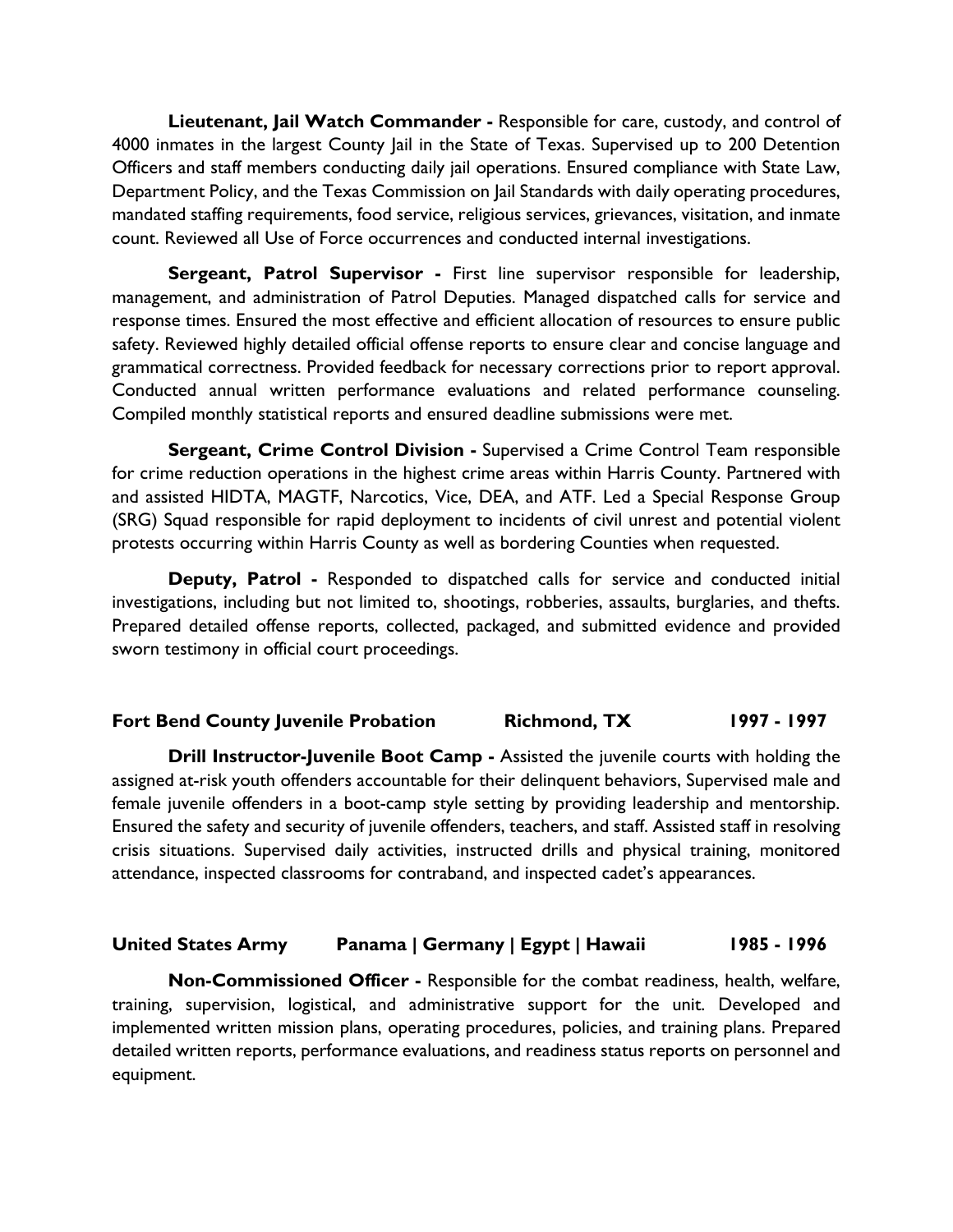**Lieutenant, Jail Watch Commander -** Responsible for care, custody, and control of 4000 inmates in the largest County Jail in the State of Texas. Supervised up to 200 Detention Officers and staff members conducting daily jail operations. Ensured compliance with State Law, Department Policy, and the Texas Commission on Jail Standards with daily operating procedures, mandated staffing requirements, food service, religious services, grievances, visitation, and inmate count. Reviewed all Use of Force occurrences and conducted internal investigations.

**Sergeant, Patrol Supervisor -** First line supervisor responsible for leadership, management, and administration of Patrol Deputies. Managed dispatched calls for service and response times. Ensured the most effective and efficient allocation of resources to ensure public safety. Reviewed highly detailed official offense reports to ensure clear and concise language and grammatical correctness. Provided feedback for necessary corrections prior to report approval. Conducted annual written performance evaluations and related performance counseling. Compiled monthly statistical reports and ensured deadline submissions were met.

**Sergeant, Crime Control Division -** Supervised a Crime Control Team responsible for crime reduction operations in the highest crime areas within Harris County. Partnered with and assisted HIDTA, MAGTF, Narcotics, Vice, DEA, and ATF. Led a Special Response Group (SRG) Squad responsible for rapid deployment to incidents of civil unrest and potential violent protests occurring within Harris County as well as bordering Counties when requested.

**Deputy, Patrol -** Responded to dispatched calls for service and conducted initial investigations, including but not limited to, shootings, robberies, assaults, burglaries, and thefts. Prepared detailed offense reports, collected, packaged, and submitted evidence and provided sworn testimony in official court proceedings.

**Fort Bend County Juvenile Probation | Richmond, TX | 1997 - 1997**

**Drill Instructor-Juvenile Boot Camp -** Assisted the juvenile courts with holding the assigned at-risk youth offenders accountable for their delinquent behaviors, Supervised male and female juvenile offenders in a boot-camp style setting by providing leadership and mentorship. Ensured the safety and security of juvenile offenders, teachers, and staff. Assisted staff in resolving crisis situations. Supervised daily activities, instructed drills and physical training, monitored attendance, inspected classrooms for contraband, and inspected cadet's appearances.

**United States Army | Panama | Germany | Egypt | Hawaii | 1985 - 1996**

**Non-Commissioned Officer -** Responsible for the combat readiness, health, welfare, training, supervision, logistical, and administrative support for the unit. Developed and implemented written mission plans, operating procedures, policies, and training plans. Prepared detailed written reports, performance evaluations, and readiness status reports on personnel and equipment.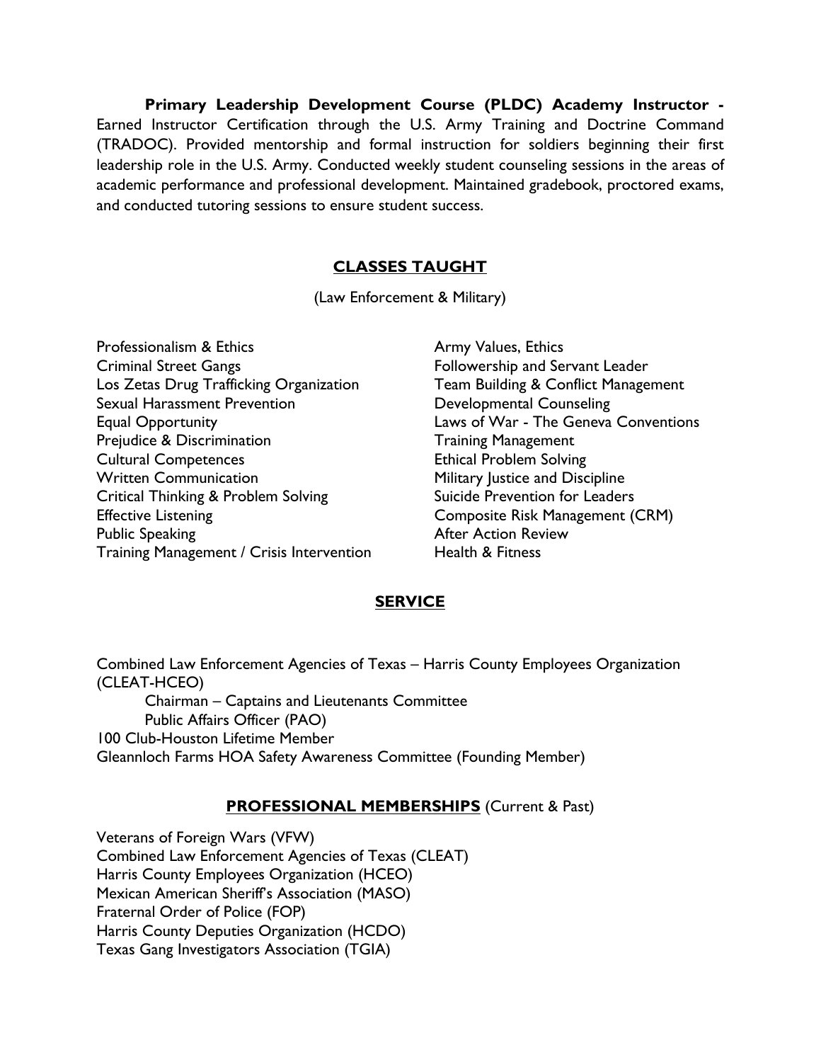**Primary Leadership Development Course (PLDC) Academy Instructor -** Earned Instructor Certification through the U.S. Army Training and Doctrine Command (TRADOC). Provided mentorship and formal instruction for soldiers beginning their first leadership role in the U.S. Army. Conducted weekly student counseling sessions in the areas of academic performance and professional development. Maintained gradebook, proctored exams, and conducted tutoring sessions to ensure student success.

## CLASSES TAUGHT

(Law Enforcement & Military)

- Professionalism & Ethics
- Criminal Street Gangs
- Los Zetas Drug Trafficking Organization
- Sexual Harassment Prevention
- Equal Opportunity
- Prejudice & Discrimination
- Cultural Competences
- Written Communication
- Critical Thinking & Problem Solving
- Effective Listening
- Public Speaking
- Training Management / Crisis Intervention
- Army Values, Ethics
- Followership and Servant Leader
- Team Building & Conflict Management
- Developmental Counseling
- Laws of War - The Geneva Conventions
- Training Management
- Ethical Problem Solving
- Military Justice and Discipline
- Suicide Prevention for Leaders
- Composite Risk Management (CRM)
- After Action Review
- Health & Fitness

## SERVICE

Combined Law Enforcement Agencies of Texas – Harris County Employees Organization (CLEAT-HCEO)

- Chairman – Captains and Lieutenants Committee
- Public Affairs Officer (PAO)

100 Club-Houston Lifetime Member

Gleannloch Farms HOA Safety Awareness Committee (Founding Member)

## PROFESSIONAL MEMBERSHIPS (Current & Past)

Veterans of Foreign Wars (VFW)
Combined Law Enforcement Agencies of Texas (CLEAT)
Harris County Employees Organization (HCEO)
Mexican American Sheriff's Association (MASO)
Fraternal Order of Police (FOP)
Harris County Deputies Organization (HCDO)
Texas Gang Investigators Association (TGIA)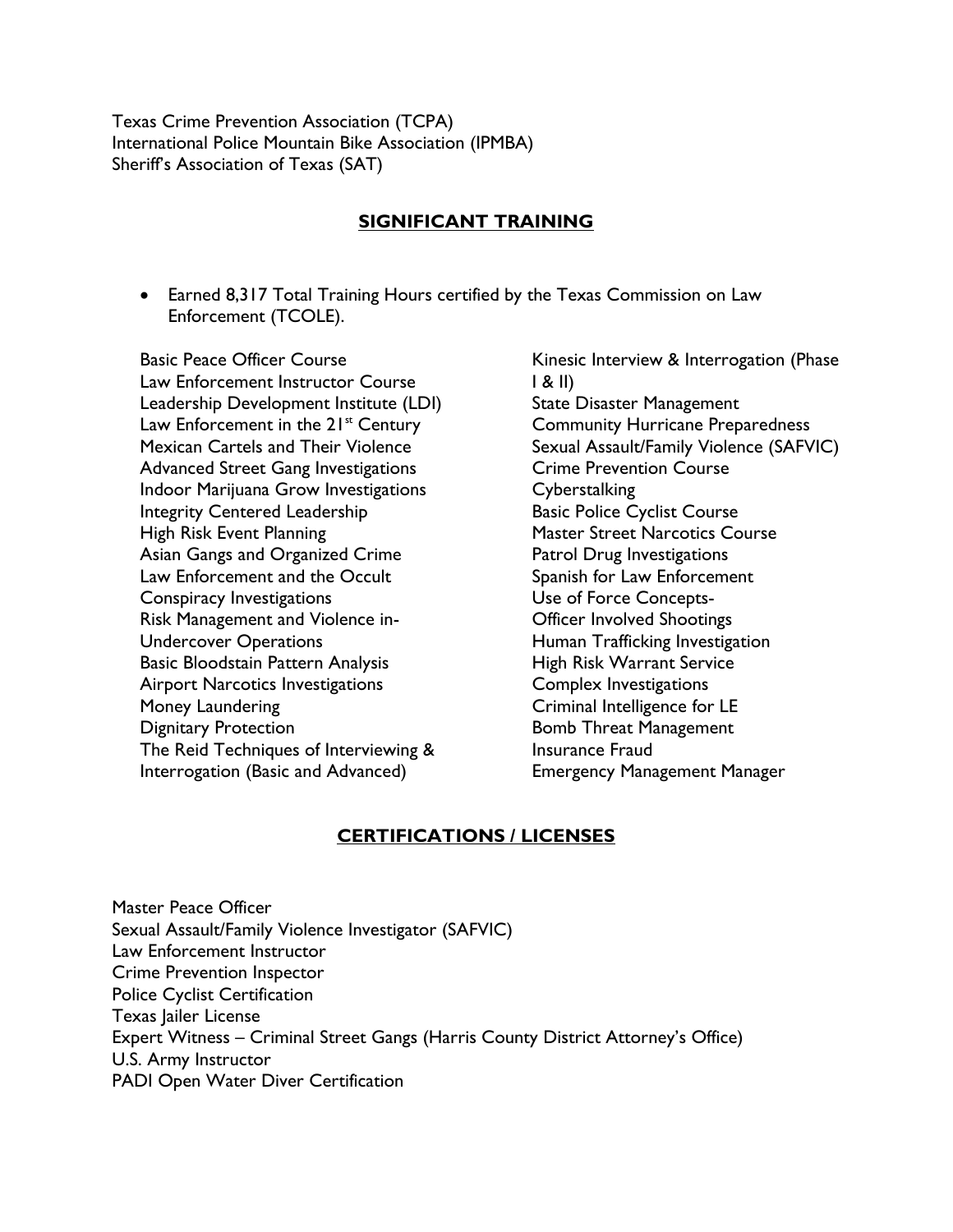Texas Crime Prevention Association (TCPA)
International Police Mountain Bike Association (IPMBA)
Sheriff's Association of Texas (SAT)

## SIGNIFICANT TRAINING

- Earned 8,317 Total Training Hours certified by the Texas Commission on Law Enforcement (TCOLE).

Basic Peace Officer Course
Law Enforcement Instructor Course
Leadership Development Institute (LDI)
Law Enforcement in the 21st Century
Mexican Cartels and Their Violence
Advanced Street Gang Investigations
Indoor Marijuana Grow Investigations
Integrity Centered Leadership
High Risk Event Planning
Asian Gangs and Organized Crime
Law Enforcement and the Occult
Conspiracy Investigations
Risk Management and Violence in-Undercover Operations
Basic Bloodstain Pattern Analysis
Airport Narcotics Investigations
Money Laundering
Dignitary Protection
The Reid Techniques of Interviewing & Interrogation (Basic and Advanced)
Kinesic Interview & Interrogation (Phase I & II)
State Disaster Management
Community Hurricane Preparedness
Sexual Assault/Family Violence (SAFVIC)
Crime Prevention Course
Cyberstalking
Basic Police Cyclist Course
Master Street Narcotics Course
Patrol Drug Investigations
Spanish for Law Enforcement
Use of Force Concepts-Officer Involved Shootings
Human Trafficking Investigation
High Risk Warrant Service
Complex Investigations
Criminal Intelligence for LE
Bomb Threat Management
Insurance Fraud
Emergency Management Manager

## CERTIFICATIONS / LICENSES

Master Peace Officer
Sexual Assault/Family Violence Investigator (SAFVIC)
Law Enforcement Instructor
Crime Prevention Inspector
Police Cyclist Certification
Texas Jailer License
Expert Witness – Criminal Street Gangs (Harris County District Attorney's Office)
U.S. Army Instructor
PADI Open Water Diver Certification